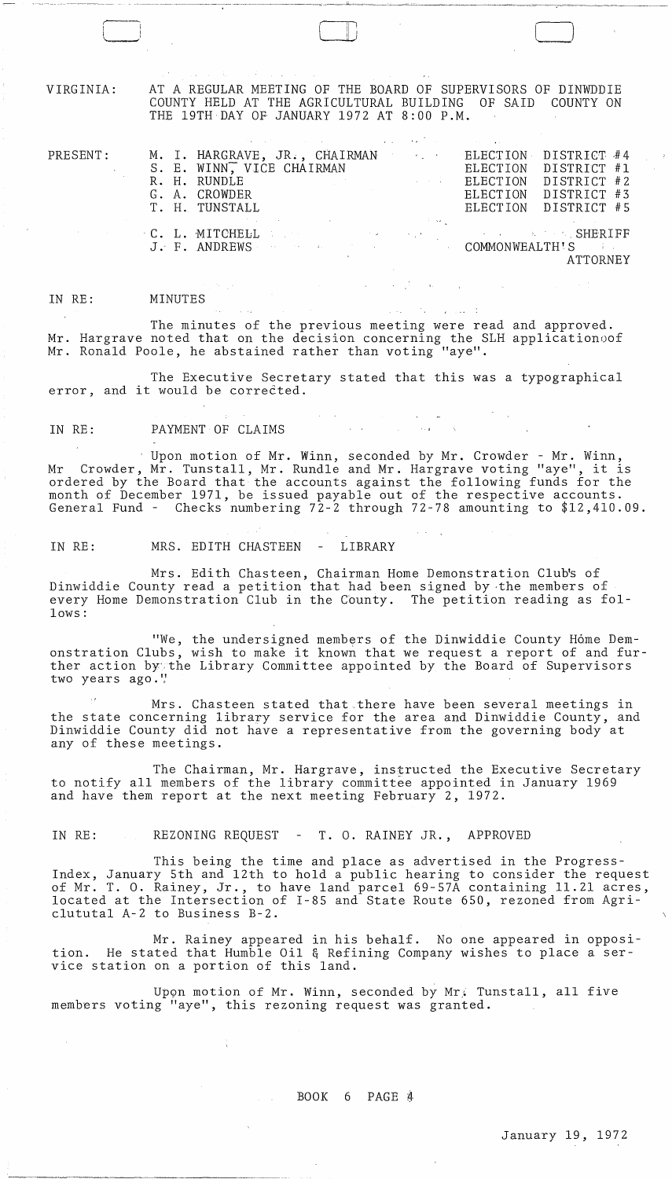VIRGINIA: AT A REGULAR MEETING OF THE BOARD OF SUPERVISORS OF DINWDDIE COUNTY HELD AT THE AGRICULTURAL BUILDING OF SAID COUNTY ON THE 19TH DAY OF JANUARY 1972 AT 8:00 P.M.

| PRESENT: | | |
|---|---|---|
| | M. I. HARGRAVE, JR., CHAIRMAN | ELECTION DISTRICT #4 |
| | S. E. WINN, VICE CHAIRMAN | ELECTION DISTRICT #1 |
| | R. H. RUNDLE | ELECTION DISTRICT #2 |
| | G. A. CROWDER | ELECTION DISTRICT #3 |
| | T. H. TUNSTALL | ELECTION DISTRICT #5 |
| | C. L. MITCHELL | SHERIFF |
| | J. F. ANDREWS | COMMONWEALTH'S ATTORNEY |

IN RE: MINUTES

The minutes of the previous meeting were read and approved. Mr. Hargrave noted that on the decision concerning the SLH applicationoof Mr. Ronald Poole, he abstained rather than voting "aye".

The Executive Secretary stated that this was a typographical error, and it would be corrected.

IN RE: PAYMENT OF CLAIMS

Upon motion of Mr. Winn, seconded by Mr. Crowder - Mr. Winn, Mr Crowder, Mr. Tunstall, Mr. Rundle and Mr. Hargrave voting "aye", it is ordered by the Board that the accounts against the following funds for the month of December 1971, be issued payable out of the respective accounts. General Fund - Checks numbering 72-2 through 72-78 amounting to $12,410.09.

IN RE: MRS. EDITH CHASTEEN - LIBRARY

Mrs. Edith Chasteen, Chairman Home Demonstration Club's of Dinwiddie County read a petition that had been signed by the members of every Home Demonstration Club in the County. The petition reading as follows:

"We, the undersigned members of the Dinwiddie County Home Demonstration Clubs, wish to make it known that we request a report of and further action by the Library Committee appointed by the Board of Supervisors two years ago."

Mrs. Chasteen stated that there have been several meetings in the state concerning library service for the area and Dinwiddie County, and Dinwiddie County did not have a representative from the governing body at any of these meetings.

The Chairman, Mr. Hargrave, instructed the Executive Secretary to notify all members of the library committee appointed in January 1969 and have them report at the next meeting February 2, 1972.

IN RE: REZONING REQUEST - T. O. RAINEY JR., APPROVED

This being the time and place as advertised in the Progress-Index, January 5th and 12th to hold a public hearing to consider the request of Mr. T. O. Rainey, Jr., to have land parcel 69-57A containing 11.21 acres, located at the Intersection of I-85 and State Route 650, rezoned from Agriclututal A-2 to Business B-2.

Mr. Rainey appeared in his behalf. No one appeared in opposition. He stated that Humble Oil & Refining Company wishes to place a service station on a portion of this land.

Upon motion of Mr. Winn, seconded by Mr. Tunstall, all five members voting "aye", this rezoning request was granted.

BOOK 6 PAGE 4

January 19, 1972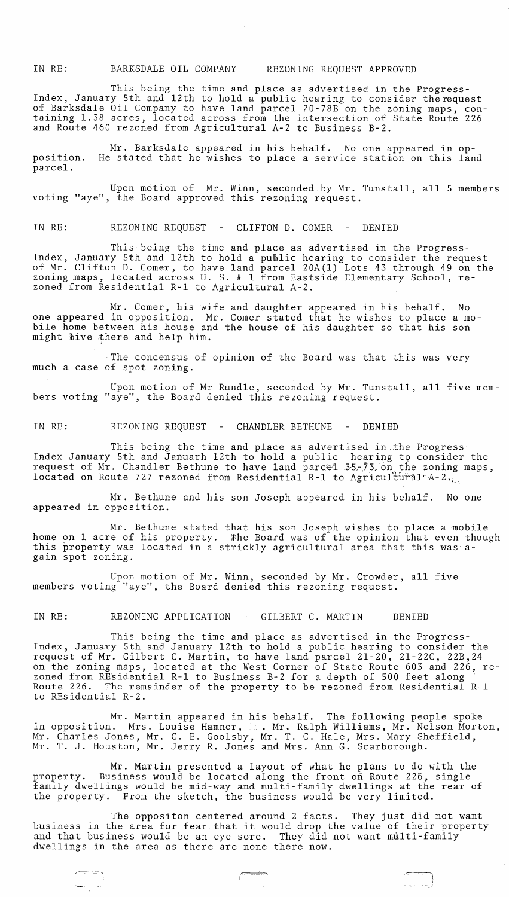IN RE: BARKSDALE OIL COMPANY - REZONING REQUEST APPROVED

This being the time and place as advertised in the Progress-Index, January 5th and 12th to hold a public hearing to consider the request of Barksdale Oil Company to have land parcel 20-78B on the zoning maps, containing 1.38 acres, located across from the intersection of State Route 226 and Route 460 rezoned from Agricultural A-2 to Business B-2.

Mr. Barksdale appeared in his behalf. No one appeared in opposition. He stated that he wishes to place a service station on this land parcel.

Upon motion of Mr. Winn, seconded by Mr. Tunstall, all 5 members voting "aye", the Board approved this rezoning request.

IN RE: REZONING REQUEST - CLIFTON D. COMER - DENIED

This being the time and place as advertised in the Progress-Index, January 5th and 12th to hold a public hearing to consider the request of Mr. Clifton D. Comer, to have land parcel 20A(1) Lots 43 through 49 on the zoning maps, located across U. S. # 1 from Eastside Elementary School, rezoned from Residential R-1 to Agricultural A-2.

Mr. Comer, his wife and daughter appeared in his behalf. No one appeared in opposition. Mr. Comer stated that he wishes to place a mobile home between his house and the house of his daughter so that his son might live there and help him.

The concensus of opinion of the Board was that this was very much a case of spot zoning.

Upon motion of Mr Rundle, seconded by Mr. Tunstall, all five members voting "aye", the Board denied this rezoning request.

IN RE: REZONING REQUEST - CHANDLER BETHUNE - DENIED

This being the time and place as advertised in the Progress-Index January 5th and Januarh 12th to hold a public hearing to consider the request of Mr. Chandler Bethune to have land parcel 35-73 on the zoning maps, located on Route 727 rezoned from Residential R-1 to Agricultural A-2.

Mr. Bethune and his son Joseph appeared in his behalf. No one appeared in opposition.

Mr. Bethune stated that his son Joseph wishes to place a mobile home on 1 acre of his property. The Board was of the opinion that even though this property was located in a strickly agricultural area that this was again spot zoning.

Upon motion of Mr. Winn, seconded by Mr. Crowder, all five members voting "aye", the Board denied this rezoning request.

IN RE: REZONING APPLICATION - GILBERT C. MARTIN - DENIED

This being the time and place as advertised in the Progress-Index, January 5th and January 12th to hold a public hearing to consider the request of Mr. Gilbert C. Martin, to have land parcel 21-20, 21-22C, 22B,24 on the zoning maps, located at the West Corner of State Route 603 and 226, rezoned from REsidential R-1 to Business B-2 for a depth of 500 feet along Route 226. The remainder of the property to be rezoned from Residential R-1 to REsidential R-2.

Mr. Martin appeared in his behalf. The following people spoke in opposition. Mrs. Louise Hamner, . Mr. Ralph Williams, Mr. Nelson Morton, Mr. Charles Jones, Mr. C. E. Goolsby, Mr. T. C. Hale, Mrs. Mary Sheffield, Mr. T. J. Houston, Mr. Jerry R. Jones and Mrs. Ann G. Scarborough.

Mr. Martin presented a layout of what he plans to do with the property. Business would be located along the front on Route 226, single family dwellings would be mid-way and multi-family dwellings at the rear of the property. From the sketch, the business would be very limited.

The oppositon centered around 2 facts. They just did not want business in the area for fear that it would drop the value of their property and that business would be an eye sore. They did not want multi-family dwellings in the area as there are none there now.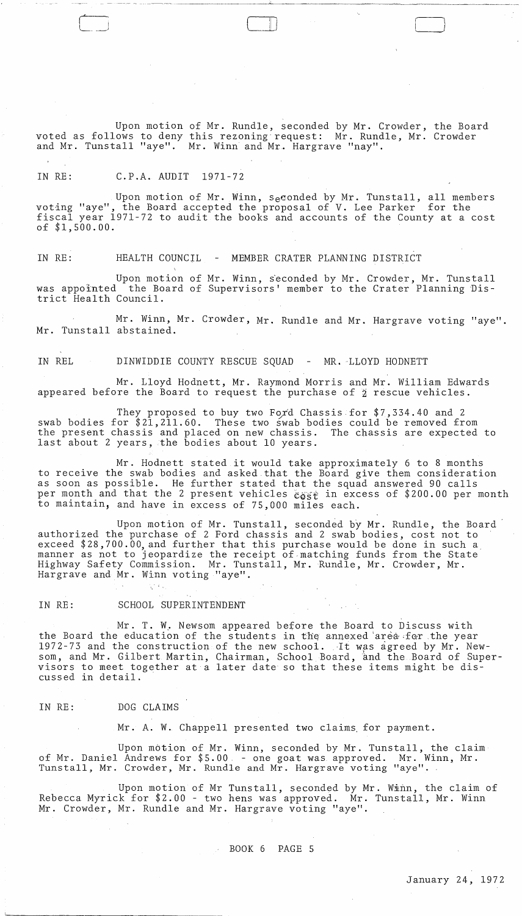Upon motion of Mr. Rundle, seconded by Mr. Crowder, the Board voted as follows to deny this rezoning request: Mr. Rundle, Mr. Crowder and Mr. Tunstall "aye". Mr. Winn and Mr. Hargrave "nay".

IN RE: C.P.A. AUDIT 1971-72

Upon motion of Mr. Winn, seconded by Mr. Tunstall, all members voting "aye", the Board accepted the proposal of V. Lee Parker for the fiscal year 1971-72 to audit the books and accounts of the County at a cost of $1,500.00.

IN RE: HEALTH COUNCIL - MEMBER CRATER PLANNING DISTRICT

Upon motion of Mr. Winn, seconded by Mr. Crowder, Mr. Tunstall was appointed the Board of Supervisors' member to the Crater Planning District Health Council.

Mr. Winn, Mr. Crowder, Mr. Rundle and Mr. Hargrave voting "aye". Mr. Tunstall abstained.

IN REL DINWIDDIE COUNTY RESCUE SQUAD - MR. LLOYD HODNETT

Mr. Lloyd Hodnett, Mr. Raymond Morris and Mr. William Edwards appeared before the Board to request the purchase of 2 rescue vehicles.

They proposed to buy two Ford Chassis for $7,334.40 and 2 swab bodies for $21,211.60. These two swab bodies could be removed from the present chassis and placed on new chassis. The chassis are expected to last about 2 years, the bodies about 10 years.

Mr. Hodnett stated it would take approximately 6 to 8 months to receive the swab bodies and asked that the Board give them consideration as soon as possible. He further stated that the squad answered 90 calls per month and that the 2 present vehicles cost in excess of $200.00 per month to maintain, and have in excess of 75,000 miles each.

Upon motion of Mr. Tunstall, seconded by Mr. Rundle, the Board authorized the purchase of 2 Ford chassis and 2 swab bodies, cost not to exceed $28,700.00, and further that this purchase would be done in such a manner as not to jeopardize the receipt of matching funds from the State Highway Safety Commission. Mr. Tunstall, Mr. Rundle, Mr. Crowder, Mr. Hargrave and Mr. Winn voting "aye".

IN RE: SCHOOL SUPERINTENDENT

Mr. T. W. Newsom appeared before the Board to Discuss with the Board the education of the students in the annexed area for the year 1972-73 and the construction of the new school. It was agreed by Mr. Newsom, and Mr. Gilbert Martin, Chairman, School Board, and the Board of Supervisors to meet together at a later date so that these items might be discussed in detail.

IN RE: DOG CLAIMS

Mr. A. W. Chappell presented two claims for payment.

Upon motion of Mr. Winn, seconded by Mr. Tunstall, the claim of Mr. Daniel Andrews for $5.00 - one goat was approved. Mr. Winn, Mr. Tunstall, Mr. Crowder, Mr. Rundle and Mr. Hargrave voting "aye".

Upon motion of Mr Tunstall, seconded by Mr. Winn, the claim of Rebecca Myrick for $2.00 - two hens was approved. Mr. Tunstall, Mr. Winn Mr. Crowder, Mr. Rundle and Mr. Hargrave voting "aye".

BOOK 6 PAGE 5

January 24, 1972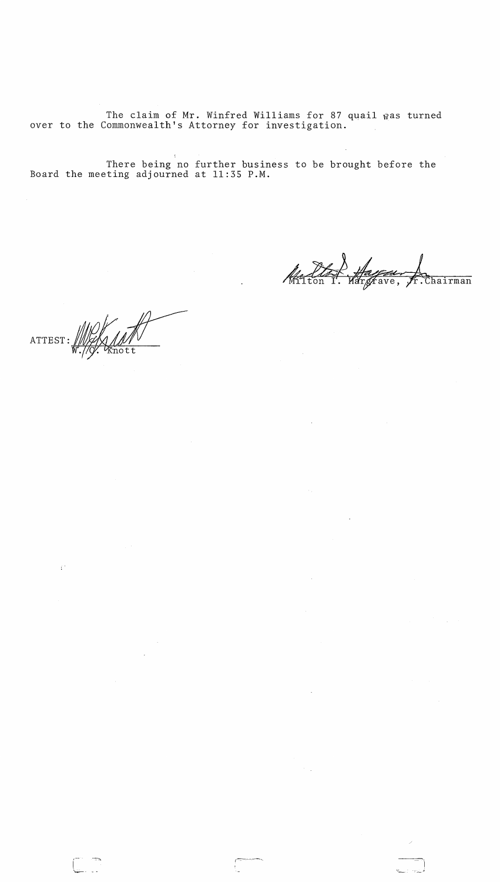The claim of Mr. Winfred Williams for 87 quail was turned over to the Commonwealth's Attorney for investigation.

There being no further business to be brought before the Board the meeting adjourned at 11:35 P.M.

Milton I. Hargrave, Jr. Chairman

ATTEST: W. C. Knott